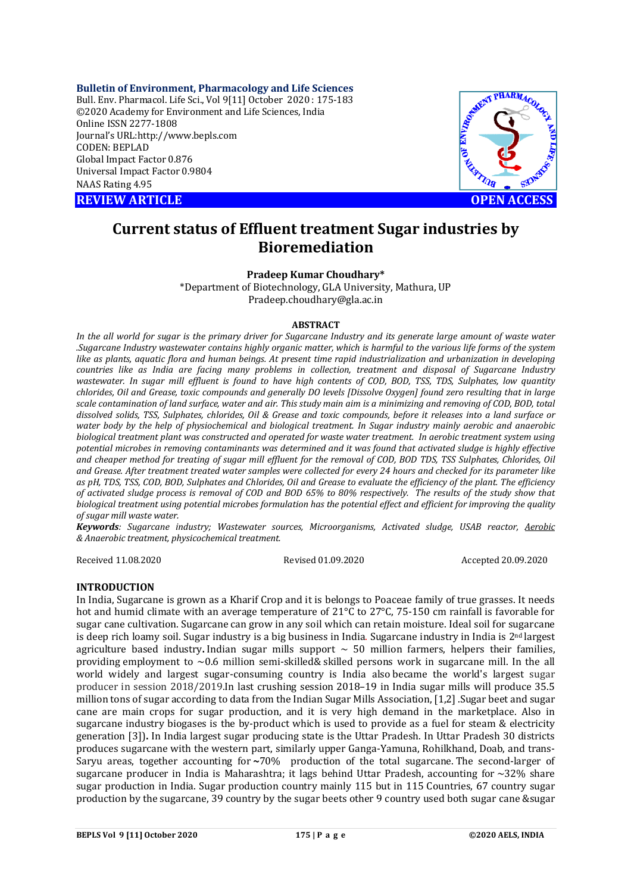**Bulletin of Environment, Pharmacology and Life Sciences**
Bull. Env. Pharmacol. Life Sci., Vol 9[11] October 2020 : 175-183
©2020 Academy for Environment and Life Sciences, India
Online ISSN 2277-1808
Journal's URL:http://www.bepls.com
CODEN: BEPLAD
Global Impact Factor 0.876
Universal Impact Factor 0.9804
NAAS Rating 4.95

**REVIEW ARTICLE** **OPEN ACCESS**

# Current status of Effluent treatment Sugar industries by Bioremediation

**Pradeep Kumar Choudhary***

*Department of Biotechnology, GLA University, Mathura, UP
Pradeep.choudhary@gla.ac.in

## ABSTRACT

*In the all world for sugar is the primary driver for Sugarcane Industry and its generate large amount of waste water .Sugarcane Industry wastewater contains highly organic matter, which is harmful to the various life forms of the system like as plants, aquatic flora and human beings. At present time rapid industrialization and urbanization in developing countries like as India are facing many problems in collection, treatment and disposal of Sugarcane Industry wastewater. In sugar mill effluent is found to have high contents of COD, BOD, TSS, TDS, Sulphates, low quantity chlorides, Oil and Grease, toxic compounds and generally DO levels [Dissolve Oxygen] found zero resulting that in large scale contamination of land surface, water and air. This study main aim is a minimizing and removing of COD, BOD, total dissolved solids, TSS, Sulphates, chlorides, Oil & Grease and toxic compounds, before it releases into a land surface or water body by the help of physiochemical and biological treatment. In Sugar industry mainly aerobic and anaerobic biological treatment plant was constructed and operated for waste water treatment. In aerobic treatment system using potential microbes in removing contaminants was determined and it was found that activated sludge is highly effective and cheaper method for treating of sugar mill effluent for the removal of COD, BOD TDS, TSS Sulphates, Chlorides, Oil and Grease. After treatment treated water samples were collected for every 24 hours and checked for its parameter like as pH, TDS, TSS, COD, BOD, Sulphates and Chlorides, Oil and Grease to evaluate the efficiency of the plant. The efficiency of activated sludge process is removal of COD and BOD 65% to 80% respectively. The results of the study show that biological treatment using potential microbes formulation has the potential effect and efficient for improving the quality of sugar mill waste water.*

***Keywords****: Sugarcane industry; Wastewater sources, Microorganisms, Activated sludge, USAB reactor, Aerobic & Anaerobic treatment, physicochemical treatment.*

Received 11.08.2020 Revised 01.09.2020 Accepted 20.09.2020

## INTRODUCTION

In India, Sugarcane is grown as a Kharif Crop and it is belongs to Poaceae family of true grasses. It needs hot and humid climate with an average temperature of 21°C to 27°C, 75-150 cm rainfall is favorable for sugar cane cultivation. Sugarcane can grow in any soil which can retain moisture. Ideal soil for sugarcane is deep rich loamy soil. Sugar industry is a big business in India. Sugarcane industry in India is 2nd largest agriculture based industry**.** Indian sugar mills support ~ 50 million farmers, helpers their families, providing employment to ~0.6 million semi-skilled& skilled persons work in sugarcane mill. In the all world widely and largest sugar-consuming country is India also became the world's largest sugar producer in session 2018/2019.In last crushing session 2018–19 in India sugar mills will produce 35.5 million tons of sugar according to data from the Indian Sugar Mills Association, [1,2] .Sugar beet and sugar cane are main crops for sugar production, and it is very high demand in the marketplace. Also in sugarcane industry biogases is the by-product which is used to provide as a fuel for steam & electricity generation [3])**.** In India largest sugar producing state is the Uttar Pradesh. In Uttar Pradesh 30 districts produces sugarcane with the western part, similarly upper Ganga-Yamuna, Rohilkhand, Doab, and trans-Saryu areas, together accounting for **~**70% production of the total sugarcane. The second-larger of sugarcane producer in India is Maharashtra; it lags behind Uttar Pradesh, accounting for ~32% share sugar production in India. Sugar production country mainly 115 but in 115 Countries, 67 country sugar production by the sugarcane, 39 country by the sugar beets other 9 country used both sugar cane &sugar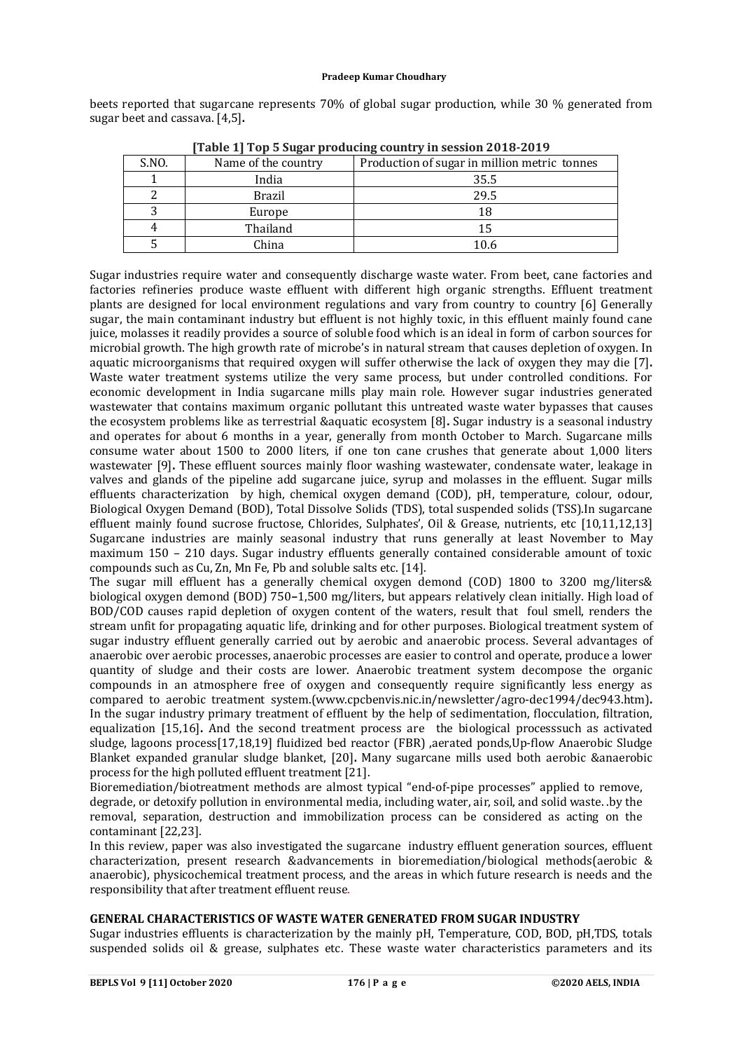beets reported that sugarcane represents 70% of global sugar production, while 30 % generated from sugar beet and cassava. [4,5].

**[Table 1] Top 5 Sugar producing country in session 2018-2019**

| S.NO. | Name of the country | Production of sugar in million metric tonnes |
|---|---|---|
| 1 | India | 35.5 |
| 2 | Brazil | 29.5 |
| 3 | Europe | 18 |
| 4 | Thailand | 15 |
| 5 | China | 10.6 |

Sugar industries require water and consequently discharge waste water. From beet, cane factories and factories refineries produce waste effluent with different high organic strengths. Effluent treatment plants are designed for local environment regulations and vary from country to country [6] Generally sugar, the main contaminant industry but effluent is not highly toxic, in this effluent mainly found cane juice, molasses it readily provides a source of soluble food which is an ideal in form of carbon sources for microbial growth. The high growth rate of microbe's in natural stream that causes depletion of oxygen. In aquatic microorganisms that required oxygen will suffer otherwise the lack of oxygen they may die [7]. Waste water treatment systems utilize the very same process, but under controlled conditions. For economic development in India sugarcane mills play main role. However sugar industries generated wastewater that contains maximum organic pollutant this untreated waste water bypasses that causes the ecosystem problems like as terrestrial &aquatic ecosystem [8]. Sugar industry is a seasonal industry and operates for about 6 months in a year, generally from month October to March. Sugarcane mills consume water about 1500 to 2000 liters, if one ton cane crushes that generate about 1,000 liters wastewater [9]. These effluent sources mainly floor washing wastewater, condensate water, leakage in valves and glands of the pipeline add sugarcane juice, syrup and molasses in the effluent. Sugar mills effluents characterization by high, chemical oxygen demand (COD), pH, temperature, colour, odour, Biological Oxygen Demand (BOD), Total Dissolve Solids (TDS), total suspended solids (TSS).In sugarcane effluent mainly found sucrose fructose, Chlorides, Sulphates', Oil & Grease, nutrients, etc [10,11,12,13] Sugarcane industries are mainly seasonal industry that runs generally at least November to May maximum 150 – 210 days. Sugar industry effluents generally contained considerable amount of toxic compounds such as Cu, Zn, Mn Fe, Pb and soluble salts etc. [14].

The sugar mill effluent has a generally chemical oxygen demond (COD) 1800 to 3200 mg/liters& biological oxygen demond (BOD) 750–1,500 mg/liters, but appears relatively clean initially. High load of BOD/COD causes rapid depletion of oxygen content of the waters, result that foul smell, renders the stream unfit for propagating aquatic life, drinking and for other purposes. Biological treatment system of sugar industry effluent generally carried out by aerobic and anaerobic process. Several advantages of anaerobic over aerobic processes, anaerobic processes are easier to control and operate, produce a lower quantity of sludge and their costs are lower. Anaerobic treatment system decompose the organic compounds in an atmosphere free of oxygen and consequently require significantly less energy as compared to aerobic treatment system.(www.cpcbenvis.nic.in/newsletter/agro-dec1994/dec943.htm). In the sugar industry primary treatment of effluent by the help of sedimentation, flocculation, filtration, equalization [15,16]. And the second treatment process are the biological processsuch as activated sludge, lagoons process[17,18,19] fluidized bed reactor (FBR) ,aerated ponds,Up-flow Anaerobic Sludge Blanket expanded granular sludge blanket, [20]. Many sugarcane mills used both aerobic &anaerobic process for the high polluted effluent treatment [21].

Bioremediation/biotreatment methods are almost typical "end-of-pipe processes" applied to remove, degrade, or detoxify pollution in environmental media, including water, air, soil, and solid waste. .by the removal, separation, destruction and immobilization process can be considered as acting on the contaminant [22,23].

In this review, paper was also investigated the sugarcane industry effluent generation sources, effluent characterization, present research &advancements in bioremediation/biological methods(aerobic & anaerobic), physicochemical treatment process, and the areas in which future research is needs and the responsibility that after treatment effluent reuse.

## GENERAL CHARACTERISTICS OF WASTE WATER GENERATED FROM SUGAR INDUSTRY

Sugar industries effluents is characterization by the mainly pH, Temperature, COD, BOD, pH,TDS, totals suspended solids oil & grease, sulphates etc. These waste water characteristics parameters and its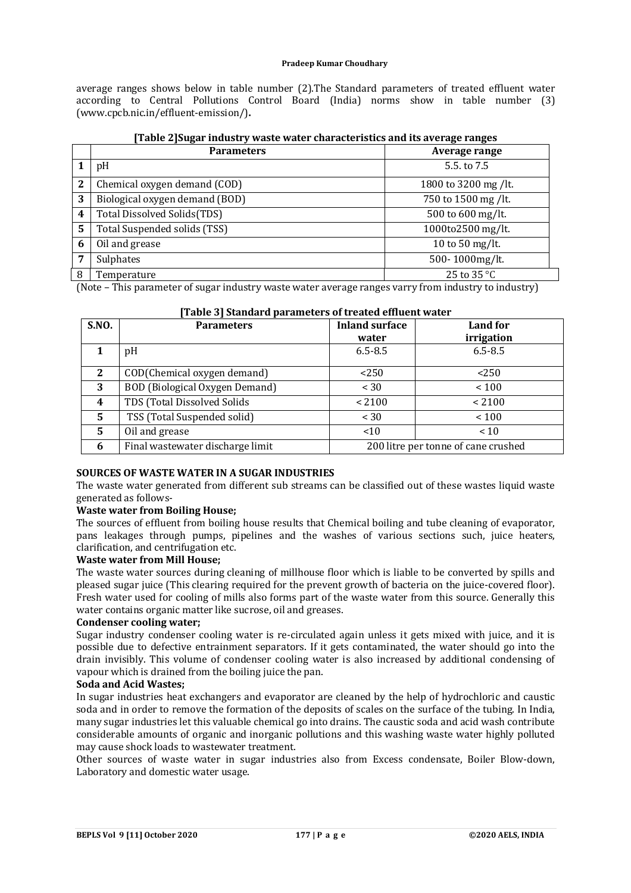average ranges shows below in table number (2).The Standard parameters of treated effluent water according to Central Pollutions Control Board (India) norms show in table number (3) (www.cpcb.nic.in/effluent-emission/)**.**

**[Table 2]Sugar industry waste water characteristics and its average ranges**

| | Parameters | Average range |
|---|---|---|
| 1 | pH | 5.5. to 7.5 |
| 2 | Chemical oxygen demand (COD) | 1800 to 3200 mg /lt. |
| 3 | Biological oxygen demand (BOD) | 750 to 1500 mg /lt. |
| 4 | Total Dissolved Solids(TDS) | 500 to 600 mg/lt. |
| 5 | Total Suspended solids (TSS) | 1000to2500 mg/lt. |
| 6 | Oil and grease | 10 to 50 mg/lt. |
| 7 | Sulphates | 500- 1000mg/lt. |
| 8 | Temperature | 25 to 35 °C |

(Note – This parameter of sugar industry waste water average ranges varry from industry to industry)

**[Table 3] Standard parameters of treated effluent water**

| S.NO. | Parameters | Inland surface water | Land for irrigation |
|---|---|---|---|
| 1 | pH | 6.5-8.5 | 6.5-8.5 |
| 2 | COD(Chemical oxygen demand) | <250 | <250 |
| 3 | BOD (Biological Oxygen Demand) | < 30 | < 100 |
| 4 | TDS (Total Dissolved Solids | < 2100 | < 2100 |
| 5 | TSS (Total Suspended solid) | < 30 | < 100 |
| 5 | Oil and grease | <10 | < 10 |
| 6 | Final wastewater discharge limit | 200 litre per tonne of cane crushed | |

**SOURCES OF WASTE WATER IN A SUGAR INDUSTRIES**

The waste water generated from different sub streams can be classified out of these wastes liquid waste generated as follows-

**Waste water from Boiling House;**

The sources of effluent from boiling house results that Chemical boiling and tube cleaning of evaporator, pans leakages through pumps, pipelines and the washes of various sections such, juice heaters, clarification, and centrifugation etc.

**Waste water from Mill House;**

The waste water sources during cleaning of millhouse floor which is liable to be converted by spills and pleased sugar juice (This clearing required for the prevent growth of bacteria on the juice-covered floor). Fresh water used for cooling of mills also forms part of the waste water from this source. Generally this water contains organic matter like sucrose, oil and greases.

**Condenser cooling water;**

Sugar industry condenser cooling water is re-circulated again unless it gets mixed with juice, and it is possible due to defective entrainment separators. If it gets contaminated, the water should go into the drain invisibly. This volume of condenser cooling water is also increased by additional condensing of vapour which is drained from the boiling juice the pan.

**Soda and Acid Wastes;**

In sugar industries heat exchangers and evaporator are cleaned by the help of hydrochloric and caustic soda and in order to remove the formation of the deposits of scales on the surface of the tubing. In India, many sugar industries let this valuable chemical go into drains. The caustic soda and acid wash contribute considerable amounts of organic and inorganic pollutions and this washing waste water highly polluted may cause shock loads to wastewater treatment.

Other sources of waste water in sugar industries also from Excess condensate, Boiler Blow-down, Laboratory and domestic water usage.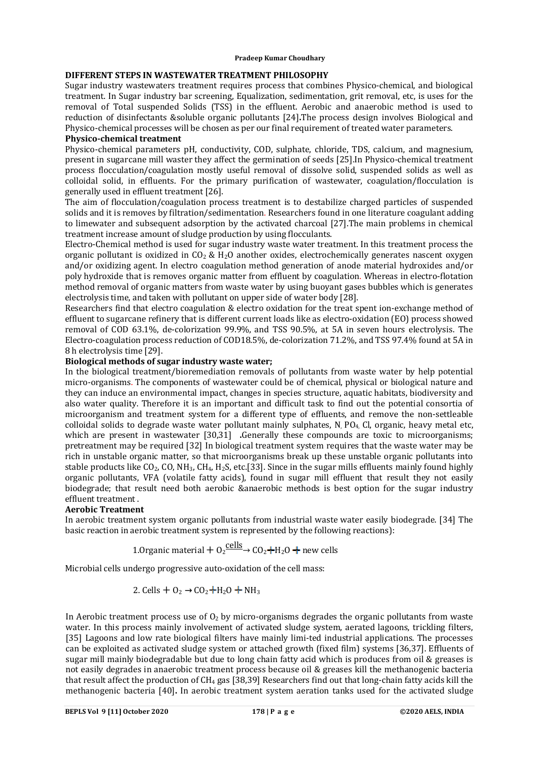## DIFFERENT STEPS IN WASTEWATER TREATMENT PHILOSOPHY

Sugar industry wastewaters treatment requires process that combines Physico-chemical, and biological treatment. In Sugar industry bar screening, Equalization, sedimentation, grit removal, etc, is uses for the removal of Total suspended Solids (TSS) in the effluent. Aerobic and anaerobic method is used to reduction of disinfectants &soluble organic pollutants [24]**.**The process design involves Biological and Physico-chemical processes will be chosen as per our final requirement of treated water parameters.

### Physico-chemical treatment

Physico-chemical parameters pH, conductivity, COD, sulphate, chloride, TDS, calcium, and magnesium, present in sugarcane mill waster they affect the germination of seeds [25].In Physico-chemical treatment process flocculation/coagulation mostly useful removal of dissolve solid, suspended solids as well as colloidal solid, in effluents. For the primary purification of wastewater, coagulation/flocculation is generally used in effluent treatment [26].

The aim of flocculation/coagulation process treatment is to destabilize charged particles of suspended solids and it is removes by filtration/sedimentation. Researchers found in one literature coagulant adding to limewater and subsequent adsorption by the activated charcoal [27].The main problems in chemical treatment increase amount of sludge production by using flocculants.

Electro-Chemical method is used for sugar industry waste water treatment. In this treatment process the organic pollutant is oxidized in $CO_2$ & $H_2O$ another oxides, electrochemically generates nascent oxygen and/or oxidizing agent. In electro coagulation method generation of anode material hydroxides and/or poly hydroxide that is removes organic matter from effluent by coagulation. Whereas in electro-flotation method removal of organic matters from waste water by using buoyant gases bubbles which is generates electrolysis time, and taken with pollutant on upper side of water body [28].

Researchers find that electro coagulation & electro oxidation for the treat spent ion-exchange method of effluent to sugarcane refinery that is different current loads like as electro-oxidation (EO) process showed removal of COD 63.1%, de-colorization 99.9%, and TSS 90.5%, at 5A in seven hours electrolysis. The Electro-coagulation process reduction of COD18.5%, de-colorization 71.2%, and TSS 97.4% found at 5A in 8 h electrolysis time [29].

### Biological methods of sugar industry waste water;

In the biological treatment/bioremediation removals of pollutants from waste water by help potential micro-organisms. The components of wastewater could be of chemical, physical or biological nature and they can induce an environmental impact, changes in species structure, aquatic habitats, biodiversity and also water quality. Therefore it is an important and difficult task to find out the potential consortia of microorganism and treatment system for a different type of effluents, and remove the non-settleable colloidal solids to degrade waste water pollutant mainly sulphates, N, $PO_4$, Cl, organic, heavy metal etc, which are present in wastewater [30,31] **.**Generally these compounds are toxic to microorganisms; pretreatment may be required [32] In biological treatment system requires that the waste water may be rich in unstable organic matter, so that microorganisms break up these unstable organic pollutants into stable products like $CO_2$, CO, $NH_3$, $CH_4$, $H_2S$, etc.[33]. Since in the sugar mills effluents mainly found highly organic pollutants, VFA (volatile fatty acids), found in sugar mill effluent that result they not easily biodegrade; that result need both aerobic &anaerobic methods is best option for the sugar industry effluent treatment .

### Aerobic Treatment

In aerobic treatment system organic pollutants from industrial waste water easily biodegrade. [34] The basic reaction in aerobic treatment system is represented by the following reactions):

$$1.\text{Organic material} + O_2 \xrightarrow{\text{cells}} CO_2 + H_2O + \text{new cells}$$

Microbial cells undergo progressive auto-oxidation of the cell mass:

$$2.\ \text{Cells} + O_2 \rightarrow CO_2 + H_2O + NH_3$$

In Aerobic treatment process use of $O_2$ by micro-organisms degrades the organic pollutants from waste water. In this process mainly involvement of activated sludge system, aerated lagoons, trickling filters, [35] Lagoons and low rate biological filters have mainly limi-ted industrial applications. The processes can be exploited as activated sludge system or attached growth (fixed film) systems [36,37]. Effluents of sugar mill mainly biodegradable but due to long chain fatty acid which is produces from oil & greases is not easily degrades in anaerobic treatment process because oil & greases kill the methanogenic bacteria that result affect the production of $CH_4$ gas [38,39] Researchers find out that long-chain fatty acids kill the methanogenic bacteria [40]**.** In aerobic treatment system aeration tanks used for the activated sludge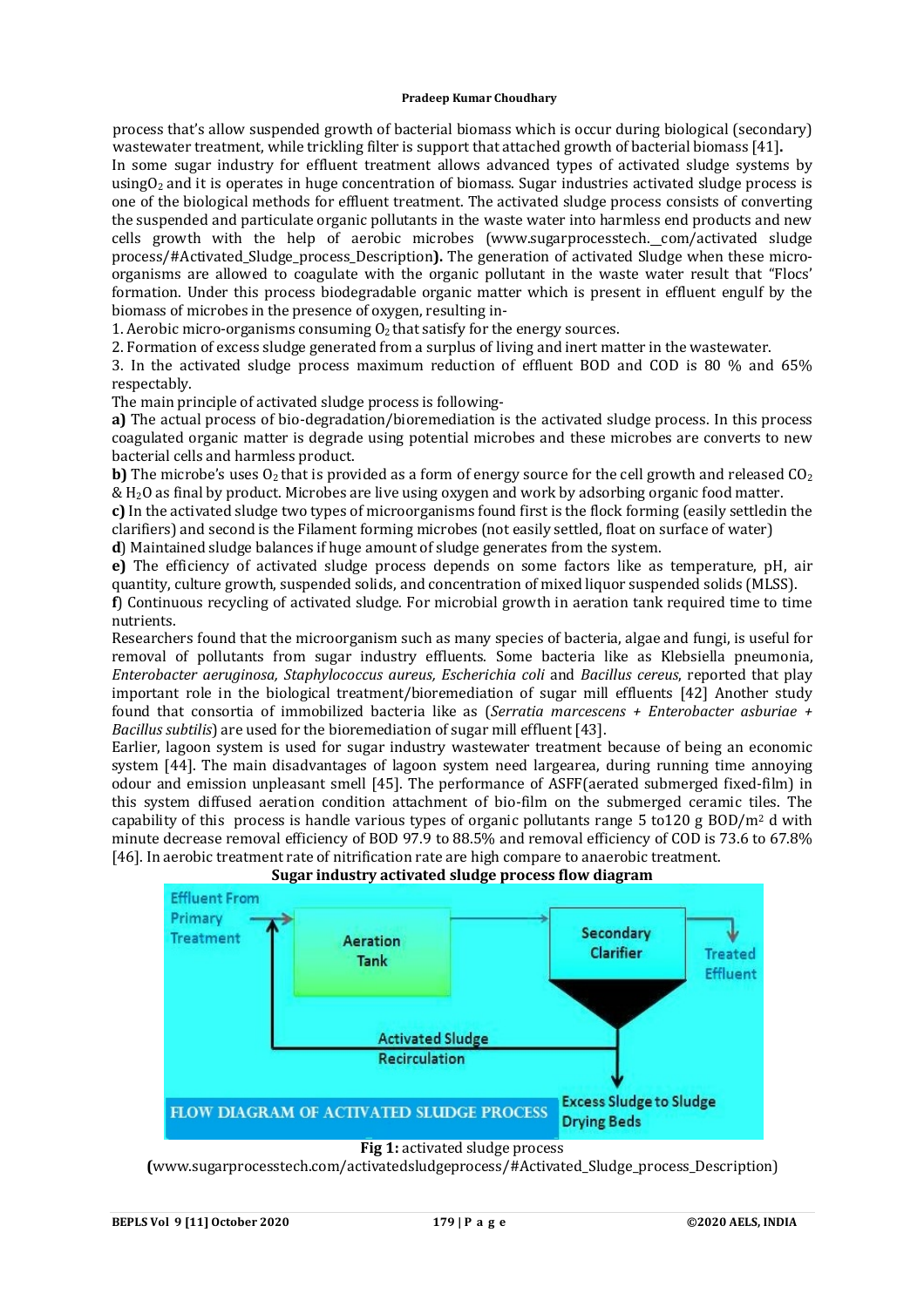process that's allow suspended growth of bacterial biomass which is occur during biological (secondary) wastewater treatment, while trickling filter is support that attached growth of bacterial biomass [41]**.**

In some sugar industry for effluent treatment allows advanced types of activated sludge systems by using$O_2$ and it is operates in huge concentration of biomass. Sugar industries activated sludge process is one of the biological methods for effluent treatment. The activated sludge process consists of converting the suspended and particulate organic pollutants in the waste water into harmless end products and new cells growth with the help of aerobic microbes (www.sugarprocesstech.\_com/activated sludge process/#Activated_Sludge_process_Description**).** The generation of activated Sludge when these micro-organisms are allowed to coagulate with the organic pollutant in the waste water result that "Flocs' formation. Under this process biodegradable organic matter which is present in effluent engulf by the biomass of microbes in the presence of oxygen, resulting in-

1. Aerobic micro-organisms consuming $O_2$ that satisfy for the energy sources.
2. Formation of excess sludge generated from a surplus of living and inert matter in the wastewater.
3. In the activated sludge process maximum reduction of effluent BOD and COD is 80 % and 65% respectably.

The main principle of activated sludge process is following-

**a)** The actual process of bio-degradation/bioremediation is the activated sludge process. In this process coagulated organic matter is degrade using potential microbes and these microbes are converts to new bacterial cells and harmless product.

**b)** The microbe's uses $O_2$ that is provided as a form of energy source for the cell growth and released $CO_2$ & $H_2O$ as final by product. Microbes are live using oxygen and work by adsorbing organic food matter.

**c)** In the activated sludge two types of microorganisms found first is the flock forming (easily settledin the clarifiers) and second is the Filament forming microbes (not easily settled, float on surface of water)

**d**) Maintained sludge balances if huge amount of sludge generates from the system.

**e)** The efficiency of activated sludge process depends on some factors like as temperature, pH, air quantity, culture growth, suspended solids, and concentration of mixed liquor suspended solids (MLSS).

**f**) Continuous recycling of activated sludge. For microbial growth in aeration tank required time to time nutrients.

Researchers found that the microorganism such as many species of bacteria, algae and fungi, is useful for removal of pollutants from sugar industry effluents. Some bacteria like as Klebsiella pneumonia, *Enterobacter aeruginosa, Staphylococcus aureus, Escherichia coli* and *Bacillus cereus*, reported that play important role in the biological treatment/bioremediation of sugar mill effluents [42] Another study found that consortia of immobilized bacteria like as (*Serratia marcescens + Enterobacter asburiae + Bacillus subtilis*) are used for the bioremediation of sugar mill effluent [43].

Earlier, lagoon system is used for sugar industry wastewater treatment because of being an economic system [44]. The main disadvantages of lagoon system need largearea, during running time annoying odour and emission unpleasant smell [45]. The performance of ASFF(aerated submerged fixed-film) in this system diffused aeration condition attachment of bio-film on the submerged ceramic tiles. The capability of this process is handle various types of organic pollutants range 5 to120 g BOD/$m^2$ d with minute decrease removal efficiency of BOD 97.9 to 88.5% and removal efficiency of COD is 73.6 to 67.8% [46]. In aerobic treatment rate of nitrification rate are high compare to anaerobic treatment.

**Sugar industry activated sludge process flow diagram**

Effluent From Primary Treatment → Aeration Tank → Secondary Clarifier → Treated Effluent

Activated Sludge Recirculation

Excess Sludge to Sludge Drying Beds

FLOW DIAGRAM OF ACTIVATED SLUDGE PROCESS

**Fig 1:** activated sludge process
**(**www.sugarprocesstech.com/activatedsludgeprocess/#Activated_Sludge_process_Description)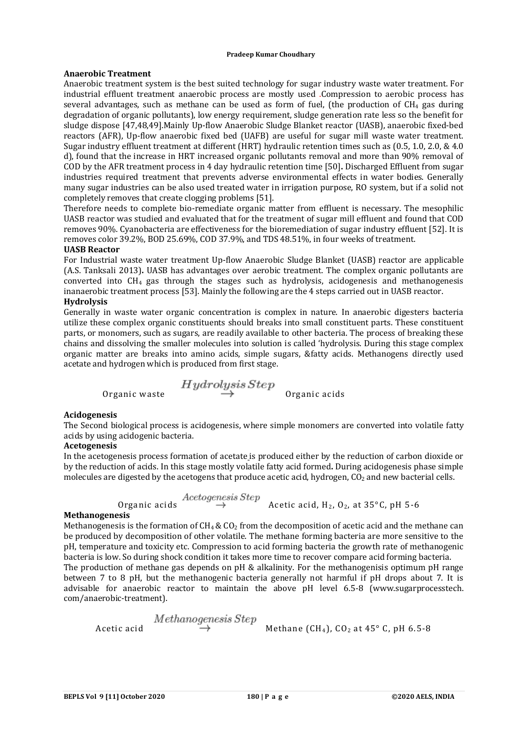## Anaerobic Treatment

Anaerobic treatment system is the best suited technology for sugar industry waste water treatment. For industrial effluent treatment anaerobic process are mostly used .Compression to aerobic process has several advantages, such as methane can be used as form of fuel, (the production of $CH_4$ gas during degradation of organic pollutants), low energy requirement, sludge generation rate less so the benefit for sludge dispose [47,48,49].Mainly Up-flow Anaerobic Sludge Blanket reactor (UASB), anaerobic fixed-bed reactors (AFR), Up-flow anaerobic fixed bed (UAFB) are useful for sugar mill waste water treatment. Sugar industry effluent treatment at different (HRT) hydraulic retention times such as (0.5, 1.0, 2.0, & 4.0 d), found that the increase in HRT increased organic pollutants removal and more than 90% removal of COD by the AFR treatment process in 4 day hydraulic retention time [50]**.** Discharged Effluent from sugar industries required treatment that prevents adverse environmental effects in water bodies. Generally many sugar industries can be also used treated water in irrigation purpose, RO system, but if a solid not completely removes that create clogging problems [51].

Therefore needs to complete bio-remediate organic matter from effluent is necessary. The mesophilic UASB reactor was studied and evaluated that for the treatment of sugar mill effluent and found that COD removes 90%. Cyanobacteria are effectiveness for the bioremediation of sugar industry effluent [52]. It is removes color 39.2%, BOD 25.69%, COD 37.9%, and TDS 48.51%, in four weeks of treatment.

### UASB Reactor

For Industrial waste water treatment Up-flow Anaerobic Sludge Blanket (UASB) reactor are applicable (A.S. Tanksali 2013)**.** UASB has advantages over aerobic treatment. The complex organic pollutants are converted into $CH_4$ gas through the stages such as hydrolysis, acidogenesis and methanogenesis inanaerobic treatment process [53]. Mainly the following are the 4 steps carried out in UASB reactor.

### Hydrolysis

Generally in waste water organic concentration is complex in nature. In anaerobic digesters bacteria utilize these complex organic constituents should breaks into small constituent parts. These constituent parts, or monomers, such as sugars, are readily available to other bacteria. The process of breaking these chains and dissolving the smaller molecules into solution is called 'hydrolysis. During this stage complex organic matter are breaks into amino acids, simple sugars, &fatty acids. Methanogens directly used acetate and hydrogen which is produced from first stage.

$$\text{Organic waste} \quad \overset{Hydrolysis\,Step}{\rightarrow} \quad \text{Organic acids}$$

### Acidogenesis

The Second biological process is acidogenesis, where simple monomers are converted into volatile fatty acids by using acidogenic bacteria.

### Acetogenesis

In the acetogenesis process formation of acetate is produced either by the reduction of carbon dioxide or by the reduction of acids. In this stage mostly volatile fatty acid formed**.** During acidogenesis phase simple molecules are digested by the acetogens that produce acetic acid, hydrogen, $CO_2$ and new bacterial cells.

$$\text{Organic acids} \quad \overset{Acetogenesis\,Step}{\rightarrow} \quad \text{Acetic acid, } H_2\text{, } O_2\text{, at 35°C, pH 5-6}$$

### Methanogenesis

Methanogenesis is the formation of $CH_4$ & $CO_2$ from the decomposition of acetic acid and the methane can be produced by decomposition of other volatile. The methane forming bacteria are more sensitive to the pH, temperature and toxicity etc. Compression to acid forming bacteria the growth rate of methanogenic bacteria is low. So during shock condition it takes more time to recover compare acid forming bacteria.

The production of methane gas depends on pH & alkalinity. For the methanogenisis optimum pH range between 7 to 8 pH, but the methanogenic bacteria generally not harmful if pH drops about 7. It is advisable for anaerobic reactor to maintain the above pH level 6.5-8 (www.sugarprocesstech.com/anaerobic-treatment).

$$\text{Acetic acid} \quad \overset{Methanogenesis\,Step}{\rightarrow} \quad \text{Methane } (CH_4)\text{, } CO_2 \text{ at 45° C, pH 6.5-8}$$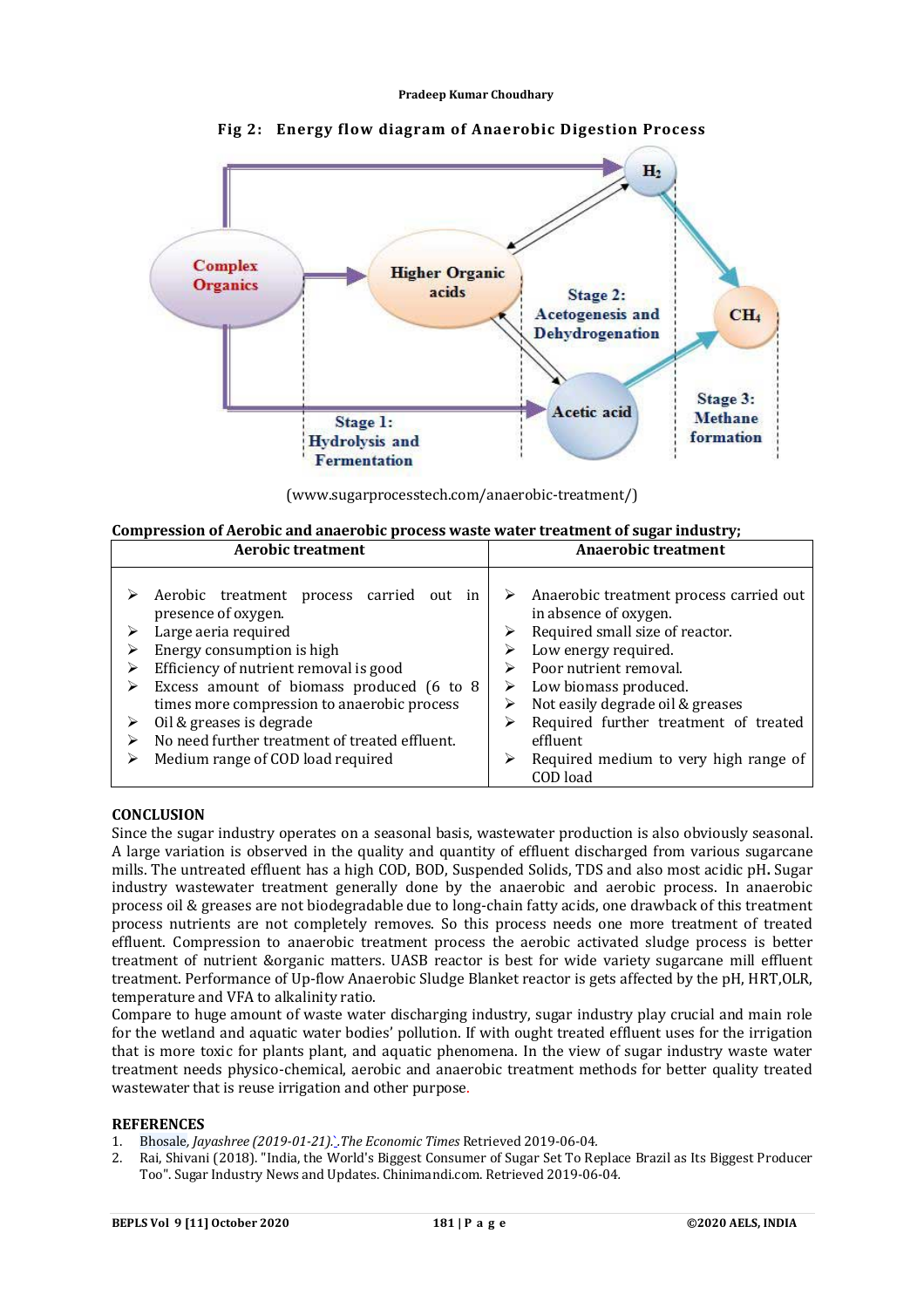**Fig 2: Energy flow diagram of Anaerobic Digestion Process**

(www.sugarprocesstech.com/anaerobic-treatment/)

**Compression of Aerobic and anaerobic process waste water treatment of sugar industry;**

| Aerobic treatment | Anaerobic treatment |
|---|---|
| ➢ Aerobic treatment process carried out in presence of oxygen.<br>➢ Large aeria required<br>➢ Energy consumption is high<br>➢ Efficiency of nutrient removal is good<br>➢ Excess amount of biomass produced (6 to 8 times more compression to anaerobic process<br>➢ Oil & greases is degrade<br>➢ No need further treatment of treated effluent.<br>➢ Medium range of COD load required | ➢ Anaerobic treatment process carried out in absence of oxygen.<br>➢ Required small size of reactor.<br>➢ Low energy required.<br>➢ Poor nutrient removal.<br>➢ Low biomass produced.<br>➢ Not easily degrade oil & greases<br>➢ Required further treatment of treated effluent<br>➢ Required medium to very high range of COD load |

## CONCLUSION

Since the sugar industry operates on a seasonal basis, wastewater production is also obviously seasonal. A large variation is observed in the quality and quantity of effluent discharged from various sugarcane mills. The untreated effluent has a high COD, BOD, Suspended Solids, TDS and also most acidic pH. Sugar industry wastewater treatment generally done by the anaerobic and aerobic process. In anaerobic process oil & greases are not biodegradable due to long-chain fatty acids, one drawback of this treatment process nutrients are not completely removes. So this process needs one more treatment of treated effluent. Compression to anaerobic treatment process the aerobic activated sludge process is better treatment of nutrient &organic matters. UASB reactor is best for wide variety sugarcane mill effluent treatment. Performance of Up-flow Anaerobic Sludge Blanket reactor is gets affected by the pH, HRT,OLR, temperature and VFA to alkalinity ratio.

Compare to huge amount of waste water discharging industry, sugar industry play crucial and main role for the wetland and aquatic water bodies' pollution. If with ought treated effluent uses for the irrigation that is more toxic for plants plant, and aquatic phenomena. In the view of sugar industry waste water treatment needs physico-chemical, aerobic and anaerobic treatment methods for better quality treated wastewater that is reuse irrigation and other purpose.

## REFERENCES

1. Bhosale, *Jayashree (2019-01-21).`.The Economic Times* Retrieved 2019-06-04.
2. Rai, Shivani (2018). "India, the World's Biggest Consumer of Sugar Set To Replace Brazil as Its Biggest Producer Too". Sugar Industry News and Updates. Chinimandi.com. Retrieved 2019-06-04.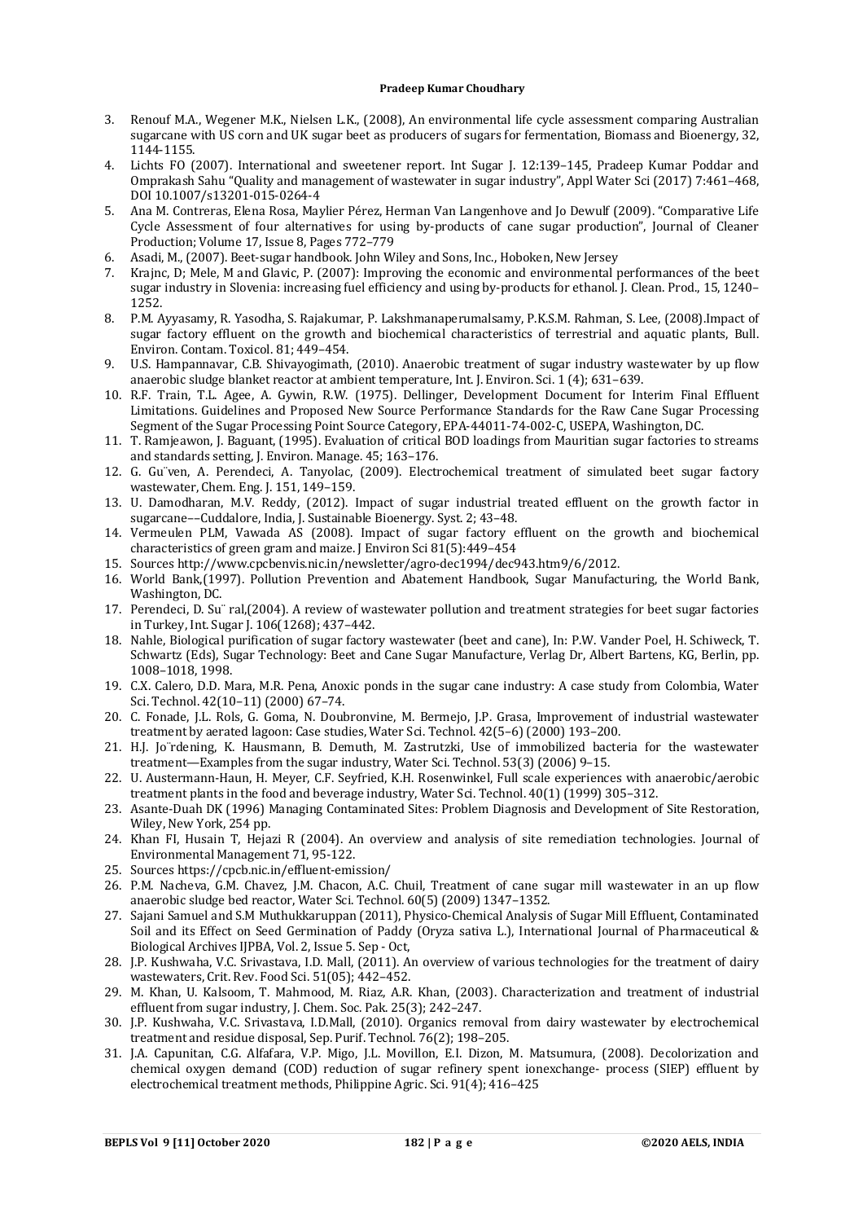3. Renouf M.A., Wegener M.K., Nielsen L.K., (2008), An environmental life cycle assessment comparing Australian sugarcane with US corn and UK sugar beet as producers of sugars for fermentation, Biomass and Bioenergy, 32, 1144-1155.
4. Lichts FO (2007). International and sweetener report. Int Sugar J. 12:139–145, Pradeep Kumar Poddar and Omprakash Sahu "Quality and management of wastewater in sugar industry", Appl Water Sci (2017) 7:461–468, DOI 10.1007/s13201-015-0264-4
5. Ana M. Contreras, Elena Rosa, Maylier Pérez, Herman Van Langenhove and Jo Dewulf (2009). "Comparative Life Cycle Assessment of four alternatives for using by-products of cane sugar production", Journal of Cleaner Production; Volume 17, Issue 8, Pages 772–779
6. Asadi, M., (2007). Beet-sugar handbook. John Wiley and Sons, Inc., Hoboken, New Jersey
7. Krajnc, D; Mele, M and Glavic, P. (2007): Improving the economic and environmental performances of the beet sugar industry in Slovenia: increasing fuel efficiency and using by-products for ethanol. J. Clean. Prod., 15, 1240–1252.
8. P.M. Ayyasamy, R. Yasodha, S. Rajakumar, P. Lakshmanaperumalsamy, P.K.S.M. Rahman, S. Lee, (2008).Impact of sugar factory effluent on the growth and biochemical characteristics of terrestrial and aquatic plants, Bull. Environ. Contam. Toxicol. 81; 449–454.
9. U.S. Hampannavar, C.B. Shivayogimath, (2010). Anaerobic treatment of sugar industry wastewater by up flow anaerobic sludge blanket reactor at ambient temperature, Int. J. Environ. Sci. 1 (4); 631–639.
10. R.F. Train, T.L. Agee, A. Gywin, R.W. (1975). Dellinger, Development Document for Interim Final Effluent Limitations. Guidelines and Proposed New Source Performance Standards for the Raw Cane Sugar Processing Segment of the Sugar Processing Point Source Category, EPA-44011-74-002-C, USEPA, Washington, DC.
11. T. Ramjeawon, J. Baguant, (1995). Evaluation of critical BOD loadings from Mauritian sugar factories to streams and standards setting, J. Environ. Manage. 45; 163–176.
12. G. Gu¨ven, A. Perendeci, A. Tanyolac, (2009). Electrochemical treatment of simulated beet sugar factory wastewater, Chem. Eng. J. 151, 149–159.
13. U. Damodharan, M.V. Reddy, (2012). Impact of sugar industrial treated effluent on the growth factor in sugarcane––Cuddalore, India, J. Sustainable Bioenergy. Syst. 2; 43–48.
14. Vermeulen PLM, Vawada AS (2008). Impact of sugar factory effluent on the growth and biochemical characteristics of green gram and maize. J Environ Sci 81(5):449–454
15. Sources http://www.cpcbenvis.nic.in/newsletter/agro-dec1994/dec943.htm9/6/2012.
16. World Bank,(1997). Pollution Prevention and Abatement Handbook, Sugar Manufacturing, the World Bank, Washington, DC.
17. Perendeci, D. Su¨ ral,(2004). A review of wastewater pollution and treatment strategies for beet sugar factories in Turkey, Int. Sugar J. 106(1268); 437–442.
18. Nahle, Biological purification of sugar factory wastewater (beet and cane), In: P.W. Vander Poel, H. Schiweck, T. Schwartz (Eds), Sugar Technology: Beet and Cane Sugar Manufacture, Verlag Dr, Albert Bartens, KG, Berlin, pp. 1008–1018, 1998.
19. C.X. Calero, D.D. Mara, M.R. Pena, Anoxic ponds in the sugar cane industry: A case study from Colombia, Water Sci. Technol. 42(10–11) (2000) 67–74.
20. C. Fonade, J.L. Rols, G. Goma, N. Doubronvine, M. Bermejo, J.P. Grasa, Improvement of industrial wastewater treatment by aerated lagoon: Case studies, Water Sci. Technol. 42(5–6) (2000) 193–200.
21. H.J. Jo¨rdening, K. Hausmann, B. Demuth, M. Zastrutzki, Use of immobilized bacteria for the wastewater treatment—Examples from the sugar industry, Water Sci. Technol. 53(3) (2006) 9–15.
22. U. Austermann-Haun, H. Meyer, C.F. Seyfried, K.H. Rosenwinkel, Full scale experiences with anaerobic/aerobic treatment plants in the food and beverage industry, Water Sci. Technol. 40(1) (1999) 305–312.
23. Asante-Duah DK (1996) Managing Contaminated Sites: Problem Diagnosis and Development of Site Restoration, Wiley, New York, 254 pp.
24. Khan FI, Husain T, Hejazi R (2004). An overview and analysis of site remediation technologies. Journal of Environmental Management 71, 95-122.
25. Sources https://cpcb.nic.in/effluent-emission/
26. P.M. Nacheva, G.M. Chavez, J.M. Chacon, A.C. Chuil, Treatment of cane sugar mill wastewater in an up flow anaerobic sludge bed reactor, Water Sci. Technol. 60(5) (2009) 1347–1352.
27. Sajani Samuel and S.M Muthukkaruppan (2011), Physico-Chemical Analysis of Sugar Mill Effluent, Contaminated Soil and its Effect on Seed Germination of Paddy (Oryza sativa L.), International Journal of Pharmaceutical & Biological Archives IJPBA, Vol. 2, Issue 5. Sep - Oct,
28. J.P. Kushwaha, V.C. Srivastava, I.D. Mall, (2011). An overview of various technologies for the treatment of dairy wastewaters, Crit. Rev. Food Sci. 51(05); 442–452.
29. M. Khan, U. Kalsoom, T. Mahmood, M. Riaz, A.R. Khan, (2003). Characterization and treatment of industrial effluent from sugar industry, J. Chem. Soc. Pak. 25(3); 242–247.
30. J.P. Kushwaha, V.C. Srivastava, I.D.Mall, (2010). Organics removal from dairy wastewater by electrochemical treatment and residue disposal, Sep. Purif. Technol. 76(2); 198–205.
31. J.A. Capunitan, C.G. Alfafara, V.P. Migo, J.L. Movillon, E.I. Dizon, M. Matsumura, (2008). Decolorization and chemical oxygen demand (COD) reduction of sugar refinery spent ionexchange- process (SIEP) effluent by electrochemical treatment methods, Philippine Agric. Sci. 91(4); 416–425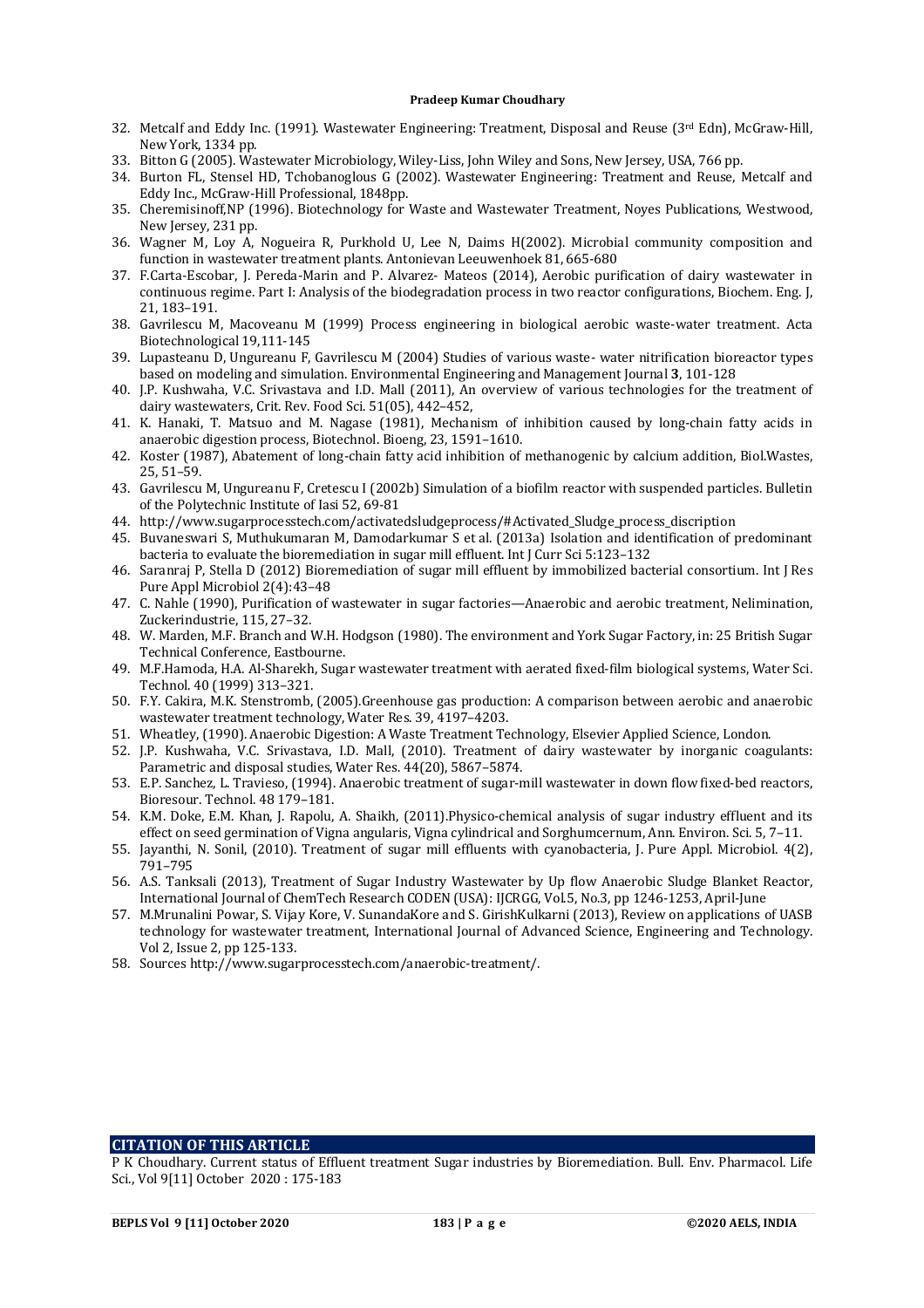32. Metcalf and Eddy Inc. (1991). Wastewater Engineering: Treatment, Disposal and Reuse (3rd Edn), McGraw-Hill, New York, 1334 pp.
33. Bitton G (2005). Wastewater Microbiology, Wiley-Liss, John Wiley and Sons, New Jersey, USA, 766 pp.
34. Burton FL, Stensel HD, Tchobanoglous G (2002). Wastewater Engineering: Treatment and Reuse, Metcalf and Eddy Inc., McGraw-Hill Professional, 1848pp.
35. Cheremisinoff,NP (1996). Biotechnology for Waste and Wastewater Treatment, Noyes Publications, Westwood, New Jersey, 231 pp.
36. Wagner M, Loy A, Nogueira R, Purkhold U, Lee N, Daims H(2002). Microbial community composition and function in wastewater treatment plants. Antonievan Leeuwenhoek 81, 665-680
37. F.Carta-Escobar, J. Pereda-Marin and P. Alvarez- Mateos (2014), Aerobic purification of dairy wastewater in continuous regime. Part I: Analysis of the biodegradation process in two reactor configurations, Biochem. Eng. J, 21, 183–191.
38. Gavrilescu M, Macoveanu M (1999) Process engineering in biological aerobic waste-water treatment. Acta Biotechnological 19,111-145
39. Lupasteanu D, Ungureanu F, Gavrilescu M (2004) Studies of various waste- water nitrification bioreactor types based on modeling and simulation. Environmental Engineering and Management Journal **3**, 101-128
40. J.P. Kushwaha, V.C. Srivastava and I.D. Mall (2011), An overview of various technologies for the treatment of dairy wastewaters, Crit. Rev. Food Sci. 51(05), 442–452,
41. K. Hanaki, T. Matsuo and M. Nagase (1981), Mechanism of inhibition caused by long-chain fatty acids in anaerobic digestion process, Biotechnol. Bioeng, 23, 1591–1610.
42. Koster (1987), Abatement of long-chain fatty acid inhibition of methanogenic by calcium addition, Biol.Wastes, 25, 51–59.
43. Gavrilescu M, Ungureanu F, Cretescu I (2002b) Simulation of a biofilm reactor with suspended particles. Bulletin of the Polytechnic Institute of Iasi 52, 69-81
44. http://www.sugarprocesstech.com/activatedsludgeprocess/#Activated_Sludge_process_discription
45. Buvaneswari S, Muthukumaran M, Damodarkumar S et al. (2013a) Isolation and identification of predominant bacteria to evaluate the bioremediation in sugar mill effluent. Int J Curr Sci 5:123–132
46. Saranraj P, Stella D (2012) Bioremediation of sugar mill effluent by immobilized bacterial consortium. Int J Res Pure Appl Microbiol 2(4):43–48
47. C. Nahle (1990), Purification of wastewater in sugar factories—Anaerobic and aerobic treatment, Nelimination, Zuckerindustrie, 115, 27–32.
48. W. Marden, M.F. Branch and W.H. Hodgson (1980). The environment and York Sugar Factory, in: 25 British Sugar Technical Conference, Eastbourne.
49. M.F.Hamoda, H.A. Al-Sharekh, Sugar wastewater treatment with aerated fixed-film biological systems, Water Sci. Technol. 40 (1999) 313–321.
50. F.Y. Cakira, M.K. Stenstromb, (2005).Greenhouse gas production: A comparison between aerobic and anaerobic wastewater treatment technology, Water Res. 39, 4197–4203.
51. Wheatley, (1990). Anaerobic Digestion: A Waste Treatment Technology, Elsevier Applied Science, London.
52. J.P. Kushwaha, V.C. Srivastava, I.D. Mall, (2010). Treatment of dairy wastewater by inorganic coagulants: Parametric and disposal studies, Water Res. 44(20), 5867–5874.
53. E.P. Sanchez, L. Travieso, (1994). Anaerobic treatment of sugar-mill wastewater in down flow fixed-bed reactors, Bioresour. Technol. 48 179–181.
54. K.M. Doke, E.M. Khan, J. Rapolu, A. Shaikh, (2011).Physico-chemical analysis of sugar industry effluent and its effect on seed germination of Vigna angularis, Vigna cylindrical and Sorghumcernum, Ann. Environ. Sci. 5, 7–11.
55. Jayanthi, N. Sonil, (2010). Treatment of sugar mill effluents with cyanobacteria, J. Pure Appl. Microbiol. 4(2), 791–795
56. A.S. Tanksali (2013), Treatment of Sugar Industry Wastewater by Up flow Anaerobic Sludge Blanket Reactor, International Journal of ChemTech Research CODEN (USA): IJCRGG, Vol.5, No.3, pp 1246-1253, April-June
57. M.Mrunalini Powar, S. Vijay Kore, V. SunandaKore and S. GirishKulkarni (2013), Review on applications of UASB technology for wastewater treatment, International Journal of Advanced Science, Engineering and Technology. Vol 2, Issue 2, pp 125-133.
58. Sources http://www.sugarprocesstech.com/anaerobic-treatment/.

## CITATION OF THIS ARTICLE

P K Choudhary. Current status of Effluent treatment Sugar industries by Bioremediation. Bull. Env. Pharmacol. Life Sci., Vol 9[11] October 2020 : 175-183